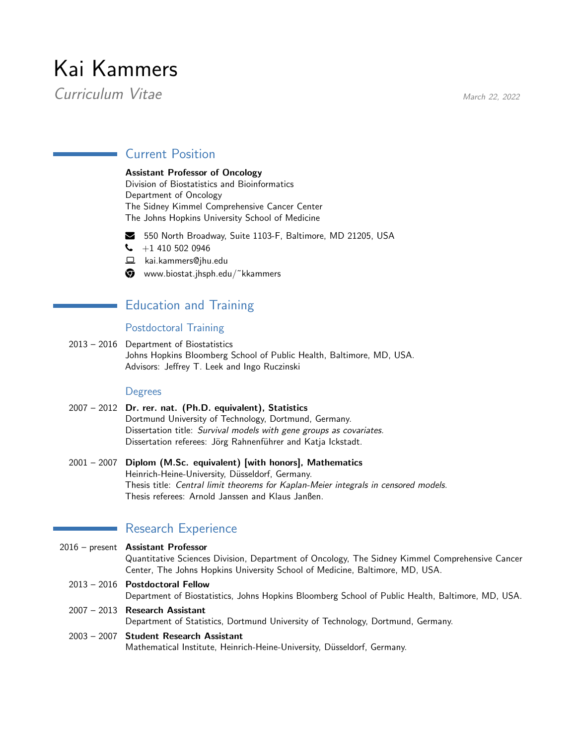# Kai Kammers

*Curriculum Vitae*

*March 22, 2022*

## Current Position

**Assistant Professor of Oncology**
Division of Biostatistics and Bioinformatics
Department of Oncology
The Sidney Kimmel Comprehensive Cancer Center
The Johns Hopkins University School of Medicine

- 550 North Broadway, Suite 1103-F, Baltimore, MD 21205, USA
- +1 410 502 0946
- kai.kammers@jhu.edu
- www.biostat.jhsph.edu/~kkammers

## Education and Training

### Postdoctoral Training

2013 – 2016 Department of Biostatistics
Johns Hopkins Bloomberg School of Public Health, Baltimore, MD, USA.
Advisors: Jeffrey T. Leek and Ingo Ruczinski

### Degrees

2007 – 2012 **Dr. rer. nat. (Ph.D. equivalent), Statistics**
Dortmund University of Technology, Dortmund, Germany.
Dissertation title: *Survival models with gene groups as covariates.*
Dissertation referees: Jörg Rahnenführer and Katja Ickstadt.

2001 – 2007 **Diplom (M.Sc. equivalent) [with honors], Mathematics**
Heinrich-Heine-University, Düsseldorf, Germany.
Thesis title: *Central limit theorems for Kaplan-Meier integrals in censored models.*
Thesis referees: Arnold Janssen and Klaus Janßen.

## Research Experience

2016 – present **Assistant Professor**
Quantitative Sciences Division, Department of Oncology, The Sidney Kimmel Comprehensive Cancer Center, The Johns Hopkins University School of Medicine, Baltimore, MD, USA.

2013 – 2016 **Postdoctoral Fellow**
Department of Biostatistics, Johns Hopkins Bloomberg School of Public Health, Baltimore, MD, USA.

2007 – 2013 **Research Assistant**
Department of Statistics, Dortmund University of Technology, Dortmund, Germany.

2003 – 2007 **Student Research Assistant**
Mathematical Institute, Heinrich-Heine-University, Düsseldorf, Germany.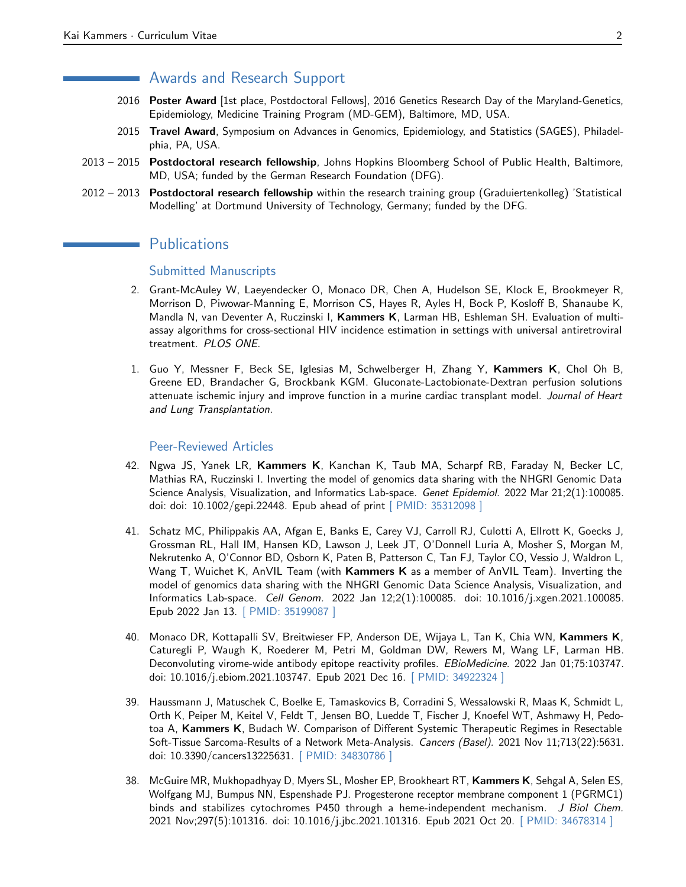## Awards and Research Support

2016 **Poster Award** [1st place, Postdoctoral Fellows], 2016 Genetics Research Day of the Maryland-Genetics, Epidemiology, Medicine Training Program (MD-GEM), Baltimore, MD, USA.

2015 **Travel Award**, Symposium on Advances in Genomics, Epidemiology, and Statistics (SAGES), Philadelphia, PA, USA.

2013 – 2015 **Postdoctoral research fellowship**, Johns Hopkins Bloomberg School of Public Health, Baltimore, MD, USA; funded by the German Research Foundation (DFG).

2012 – 2013 **Postdoctoral research fellowship** within the research training group (Graduiertenkolleg) 'Statistical Modelling' at Dortmund University of Technology, Germany; funded by the DFG.

## Publications

### Submitted Manuscripts

2. Grant-McAuley W, Laeyendecker O, Monaco DR, Chen A, Hudelson SE, Klock E, Brookmeyer R, Morrison D, Piwowar-Manning E, Morrison CS, Hayes R, Ayles H, Bock P, Kosloff B, Shanaube K, Mandla N, van Deventer A, Ruczinski I, **Kammers K**, Larman HB, Eshleman SH. Evaluation of multi-assay algorithms for cross-sectional HIV incidence estimation in settings with universal antiretroviral treatment. *PLOS ONE*.

1. Guo Y, Messner F, Beck SE, Iglesias M, Schwelberger H, Zhang Y, **Kammers K**, Chol Oh B, Greene ED, Brandacher G, Brockbank KGM. Gluconate-Lactobionate-Dextran perfusion solutions attenuate ischemic injury and improve function in a murine cardiac transplant model. *Journal of Heart and Lung Transplantation*.

### Peer-Reviewed Articles

42. Ngwa JS, Yanek LR, **Kammers K**, Kanchan K, Taub MA, Scharpf RB, Faraday N, Becker LC, Mathias RA, Ruczinski I. Inverting the model of genomics data sharing with the NHGRI Genomic Data Science Analysis, Visualization, and Informatics Lab-space. *Genet Epidemiol.* 2022 Mar 21;2(1):100085. doi: doi: 10.1002/gepi.22448. Epub ahead of print [ PMID: 35312098 ]

41. Schatz MC, Philippakis AA, Afgan E, Banks E, Carey VJ, Carroll RJ, Culotti A, Ellrott K, Goecks J, Grossman RL, Hall IM, Hansen KD, Lawson J, Leek JT, O'Donnell Luria A, Mosher S, Morgan M, Nekrutenko A, O'Connor BD, Osborn K, Paten B, Patterson C, Tan FJ, Taylor CO, Vessio J, Waldron L, Wang T, Wuichet K, AnVIL Team (with **Kammers K** as a member of AnVIL Team). Inverting the model of genomics data sharing with the NHGRI Genomic Data Science Analysis, Visualization, and Informatics Lab-space. *Cell Genom.* 2022 Jan 12;2(1):100085. doi: 10.1016/j.xgen.2021.100085. Epub 2022 Jan 13. [ PMID: 35199087 ]

40. Monaco DR, Kottapalli SV, Breitwieser FP, Anderson DE, Wijaya L, Tan K, Chia WN, **Kammers K**, Caturegli P, Waugh K, Roederer M, Petri M, Goldman DW, Rewers M, Wang LF, Larman HB. Deconvoluting virome-wide antibody epitope reactivity profiles. *EBioMedicine.* 2022 Jan 01;75:103747. doi: 10.1016/j.ebiom.2021.103747. Epub 2021 Dec 16. [ PMID: 34922324 ]

39. Haussmann J, Matuschek C, Boelke E, Tamaskovics B, Corradini S, Wessalowski R, Maas K, Schmidt L, Orth K, Peiper M, Keitel V, Feldt T, Jensen BO, Luedde T, Fischer J, Knoefel WT, Ashmawy H, Pedotoa A, **Kammers K**, Budach W. Comparison of Different Systemic Therapeutic Regimes in Resectable Soft-Tissue Sarcoma-Results of a Network Meta-Analysis. *Cancers (Basel).* 2021 Nov 11;713(22):5631. doi: 10.3390/cancers13225631. [ PMID: 34830786 ]

38. McGuire MR, Mukhopadhyay D, Myers SL, Mosher EP, Brookheart RT, **Kammers K**, Sehgal A, Selen ES, Wolfgang MJ, Bumpus NN, Espenshade PJ. Progesterone receptor membrane component 1 (PGRMC1) binds and stabilizes cytochromes P450 through a heme-independent mechanism. *J Biol Chem.* 2021 Nov;297(5):101316. doi: 10.1016/j.jbc.2021.101316. Epub 2021 Oct 20. [ PMID: 34678314 ]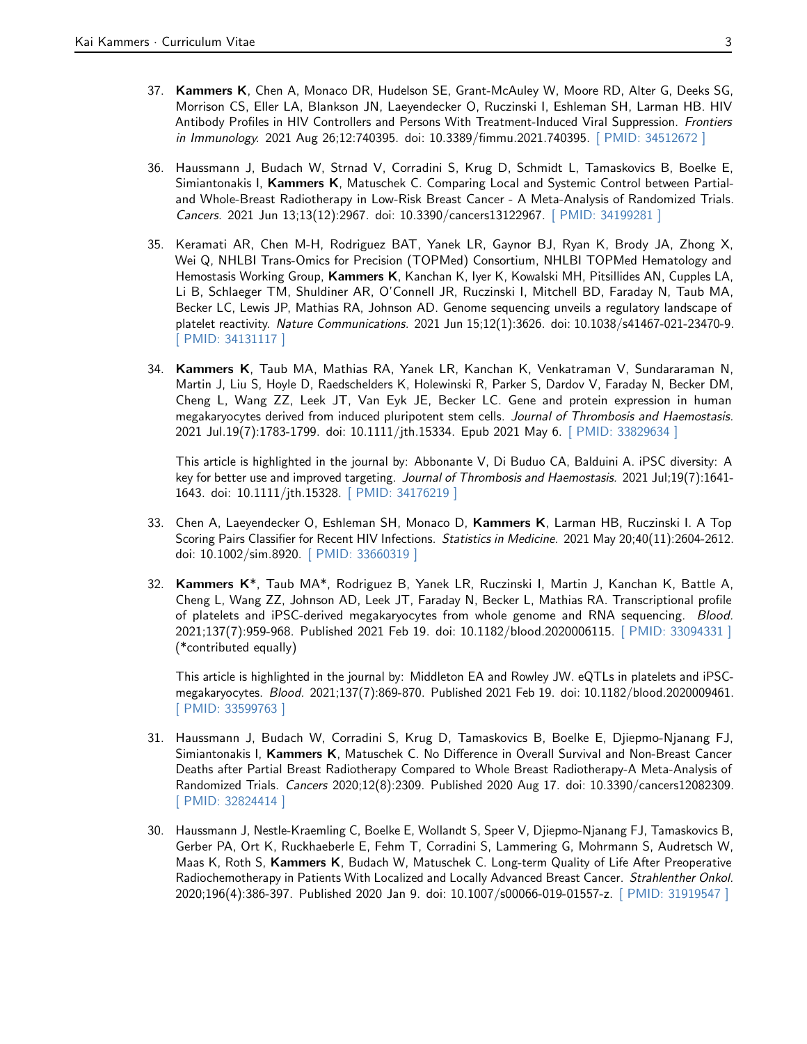37. **Kammers K**, Chen A, Monaco DR, Hudelson SE, Grant-McAuley W, Moore RD, Alter G, Deeks SG, Morrison CS, Eller LA, Blankson JN, Laeyendecker O, Ruczinski I, Eshleman SH, Larman HB. HIV Antibody Profiles in HIV Controllers and Persons With Treatment-Induced Viral Suppression. *Frontiers in Immunology.* 2021 Aug 26;12:740395. doi: 10.3389/fimmu.2021.740395. [ PMID: 34512672 ]

36. Haussmann J, Budach W, Strnad V, Corradini S, Krug D, Schmidt L, Tamaskovics B, Boelke E, Simiantonakis I, **Kammers K**, Matuschek C. Comparing Local and Systemic Control between Partial- and Whole-Breast Radiotherapy in Low-Risk Breast Cancer - A Meta-Analysis of Randomized Trials. *Cancers.* 2021 Jun 13;13(12):2967. doi: 10.3390/cancers13122967. [ PMID: 34199281 ]

35. Keramati AR, Chen M-H, Rodriguez BAT, Yanek LR, Gaynor BJ, Ryan K, Brody JA, Zhong X, Wei Q, NHLBI Trans-Omics for Precision (TOPMed) Consortium, NHLBI TOPMed Hematology and Hemostasis Working Group, **Kammers K**, Kanchan K, Iyer K, Kowalski MH, Pitsillides AN, Cupples LA, Li B, Schlaeger TM, Shuldiner AR, O'Connell JR, Ruczinski I, Mitchell BD, Faraday N, Taub MA, Becker LC, Lewis JP, Mathias RA, Johnson AD. Genome sequencing unveils a regulatory landscape of platelet reactivity. *Nature Communications.* 2021 Jun 15;12(1):3626. doi: 10.1038/s41467-021-23470-9. [ PMID: 34131117 ]

34. **Kammers K**, Taub MA, Mathias RA, Yanek LR, Kanchan K, Venkatraman V, Sundararaman N, Martin J, Liu S, Hoyle D, Raedschelders K, Holewinski R, Parker S, Dardov V, Faraday N, Becker DM, Cheng L, Wang ZZ, Leek JT, Van Eyk JE, Becker LC. Gene and protein expression in human megakaryocytes derived from induced pluripotent stem cells. *Journal of Thrombosis and Haemostasis.* 2021 Jul.19(7):1783-1799. doi: 10.1111/jth.15334. Epub 2021 May 6. [ PMID: 33829634 ]

    This article is highlighted in the journal by: Abbonante V, Di Buduo CA, Balduini A. iPSC diversity: A key for better use and improved targeting. *Journal of Thrombosis and Haemostasis.* 2021 Jul;19(7):1641-1643. doi: 10.1111/jth.15328. [ PMID: 34176219 ]

33. Chen A, Laeyendecker O, Eshleman SH, Monaco D, **Kammers K**, Larman HB, Ruczinski I. A Top Scoring Pairs Classifier for Recent HIV Infections. *Statistics in Medicine.* 2021 May 20;40(11):2604-2612. doi: 10.1002/sim.8920. [ PMID: 33660319 ]

32. **Kammers K***, Taub MA*, Rodriguez B, Yanek LR, Ruczinski I, Martin J, Kanchan K, Battle A, Cheng L, Wang ZZ, Johnson AD, Leek JT, Faraday N, Becker L, Mathias RA. Transcriptional profile of platelets and iPSC-derived megakaryocytes from whole genome and RNA sequencing. *Blood.* 2021;137(7):959-968. Published 2021 Feb 19. doi: 10.1182/blood.2020006115. [ PMID: 33094331 ] (*contributed equally)

    This article is highlighted in the journal by: Middleton EA and Rowley JW. eQTLs in platelets and iPSC-megakaryocytes. *Blood.* 2021;137(7):869-870. Published 2021 Feb 19. doi: 10.1182/blood.2020009461. [ PMID: 33599763 ]

31. Haussmann J, Budach W, Corradini S, Krug D, Tamaskovics B, Boelke E, Djiepmo-Njanang FJ, Simiantonakis I, **Kammers K**, Matuschek C. No Difference in Overall Survival and Non-Breast Cancer Deaths after Partial Breast Radiotherapy Compared to Whole Breast Radiotherapy-A Meta-Analysis of Randomized Trials. *Cancers* 2020;12(8):2309. Published 2020 Aug 17. doi: 10.3390/cancers12082309. [ PMID: 32824414 ]

30. Haussmann J, Nestle-Kraemling C, Boelke E, Wollandt S, Speer V, Djiepmo-Njanang FJ, Tamaskovics B, Gerber PA, Ort K, Ruckhaeberle E, Fehm T, Corradini S, Lammering G, Mohrmann S, Audretsch W, Maas K, Roth S, **Kammers K**, Budach W, Matuschek C. Long-term Quality of Life After Preoperative Radiochemotherapy in Patients With Localized and Locally Advanced Breast Cancer. *Strahlenther Onkol.* 2020;196(4):386-397. Published 2020 Jan 9. doi: 10.1007/s00066-019-01557-z. [ PMID: 31919547 ]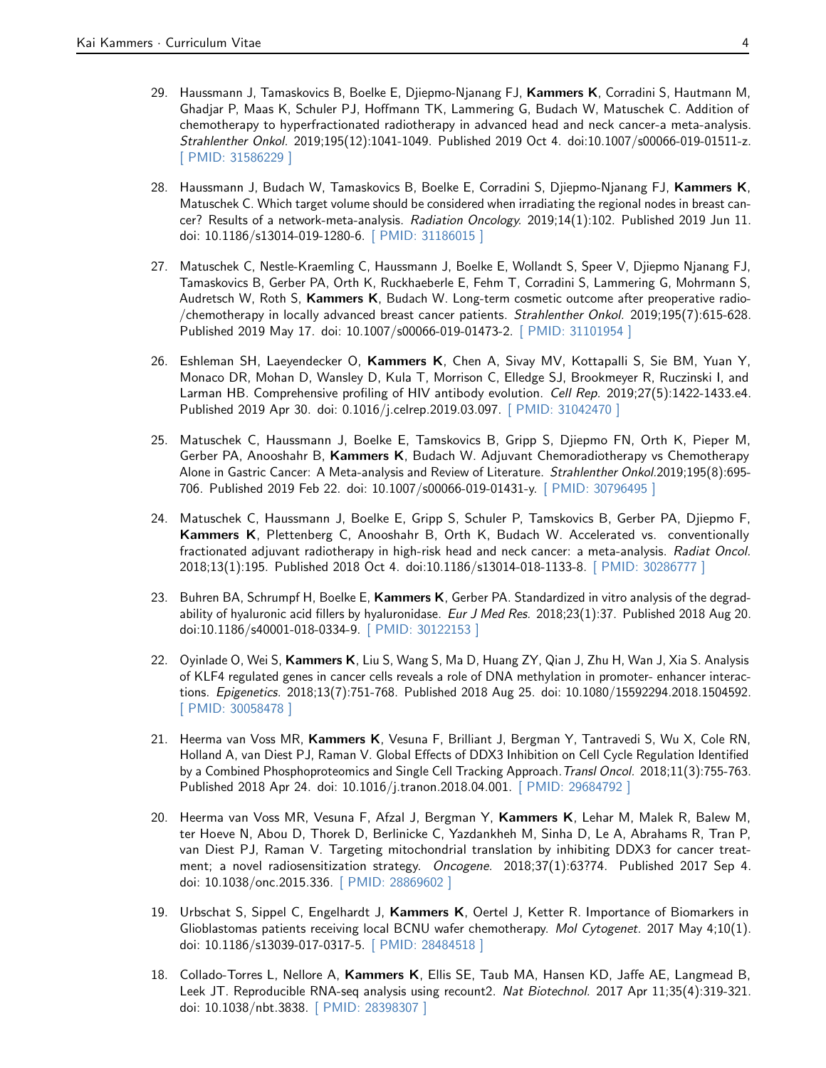29. Haussmann J, Tamaskovics B, Boelke E, Djiepmo-Njanang FJ, **Kammers K**, Corradini S, Hautmann M, Ghadjar P, Maas K, Schuler PJ, Hoffmann TK, Lammering G, Budach W, Matuschek C. Addition of chemotherapy to hyperfractionated radiotherapy in advanced head and neck cancer-a meta-analysis. *Strahlenther Onkol.* 2019;195(12):1041-1049. Published 2019 Oct 4. doi:10.1007/s00066-019-01511-z. [ PMID: 31586229 ]

28. Haussmann J, Budach W, Tamaskovics B, Boelke E, Corradini S, Djiepmo-Njanang FJ, **Kammers K**, Matuschek C. Which target volume should be considered when irradiating the regional nodes in breast cancer? Results of a network-meta-analysis. *Radiation Oncology.* 2019;14(1):102. Published 2019 Jun 11. doi: 10.1186/s13014-019-1280-6. [ PMID: 31186015 ]

27. Matuschek C, Nestle-Kraemling C, Haussmann J, Boelke E, Wollandt S, Speer V, Djiepmo Njanang FJ, Tamaskovics B, Gerber PA, Orth K, Ruckhaeberle E, Fehm T, Corradini S, Lammering G, Mohrmann S, Audretsch W, Roth S, **Kammers K**, Budach W. Long-term cosmetic outcome after preoperative radio-/chemotherapy in locally advanced breast cancer patients. *Strahlenther Onkol.* 2019;195(7):615-628. Published 2019 May 17. doi: 10.1007/s00066-019-01473-2. [ PMID: 31101954 ]

26. Eshleman SH, Laeyendecker O, **Kammers K**, Chen A, Sivay MV, Kottapalli S, Sie BM, Yuan Y, Monaco DR, Mohan D, Wansley D, Kula T, Morrison C, Elledge SJ, Brookmeyer R, Ruczinski I, and Larman HB. Comprehensive profiling of HIV antibody evolution. *Cell Rep.* 2019;27(5):1422-1433.e4. Published 2019 Apr 30. doi: 0.1016/j.celrep.2019.03.097. [ PMID: 31042470 ]

25. Matuschek C, Haussmann J, Boelke E, Tamskovics B, Gripp S, Djiepmo FN, Orth K, Pieper M, Gerber PA, Anooshahr B, **Kammers K**, Budach W. Adjuvant Chemoradiotherapy vs Chemotherapy Alone in Gastric Cancer: A Meta-analysis and Review of Literature. *Strahlenther Onkol.*2019;195(8):695-706. Published 2019 Feb 22. doi: 10.1007/s00066-019-01431-y. [ PMID: 30796495 ]

24. Matuschek C, Haussmann J, Boelke E, Gripp S, Schuler P, Tamskovics B, Gerber PA, Djiepmo F, **Kammers K**, Plettenberg C, Anooshahr B, Orth K, Budach W. Accelerated vs. conventionally fractionated adjuvant radiotherapy in high-risk head and neck cancer: a meta-analysis. *Radiat Oncol.* 2018;13(1):195. Published 2018 Oct 4. doi:10.1186/s13014-018-1133-8. [ PMID: 30286777 ]

23. Buhren BA, Schrumpf H, Boelke E, **Kammers K**, Gerber PA. Standardized in vitro analysis of the degradability of hyaluronic acid fillers by hyaluronidase. *Eur J Med Res.* 2018;23(1):37. Published 2018 Aug 20. doi:10.1186/s40001-018-0334-9. [ PMID: 30122153 ]

22. Oyinlade O, Wei S, **Kammers K**, Liu S, Wang S, Ma D, Huang ZY, Qian J, Zhu H, Wan J, Xia S. Analysis of KLF4 regulated genes in cancer cells reveals a role of DNA methylation in promoter- enhancer interactions. *Epigenetics.* 2018;13(7):751-768. Published 2018 Aug 25. doi: 10.1080/15592294.2018.1504592. [ PMID: 30058478 ]

21. Heerma van Voss MR, **Kammers K**, Vesuna F, Brilliant J, Bergman Y, Tantravedi S, Wu X, Cole RN, Holland A, van Diest PJ, Raman V. Global Effects of DDX3 Inhibition on Cell Cycle Regulation Identified by a Combined Phosphoproteomics and Single Cell Tracking Approach.*Transl Oncol.* 2018;11(3):755-763. Published 2018 Apr 24. doi: 10.1016/j.tranon.2018.04.001. [ PMID: 29684792 ]

20. Heerma van Voss MR, Vesuna F, Afzal J, Bergman Y, **Kammers K**, Lehar M, Malek R, Balew M, ter Hoeve N, Abou D, Thorek D, Berlinicke C, Yazdankheh M, Sinha D, Le A, Abrahams R, Tran P, van Diest PJ, Raman V. Targeting mitochondrial translation by inhibiting DDX3 for cancer treatment; a novel radiosensitization strategy. *Oncogene.* 2018;37(1):63?74. Published 2017 Sep 4. doi: 10.1038/onc.2015.336. [ PMID: 28869602 ]

19. Urbschat S, Sippel C, Engelhardt J, **Kammers K**, Oertel J, Ketter R. Importance of Biomarkers in Glioblastomas patients receiving local BCNU wafer chemotherapy. *Mol Cytogenet.* 2017 May 4;10(1). doi: 10.1186/s13039-017-0317-5. [ PMID: 28484518 ]

18. Collado-Torres L, Nellore A, **Kammers K**, Ellis SE, Taub MA, Hansen KD, Jaffe AE, Langmead B, Leek JT. Reproducible RNA-seq analysis using recount2. *Nat Biotechnol.* 2017 Apr 11;35(4):319-321. doi: 10.1038/nbt.3838. [ PMID: 28398307 ]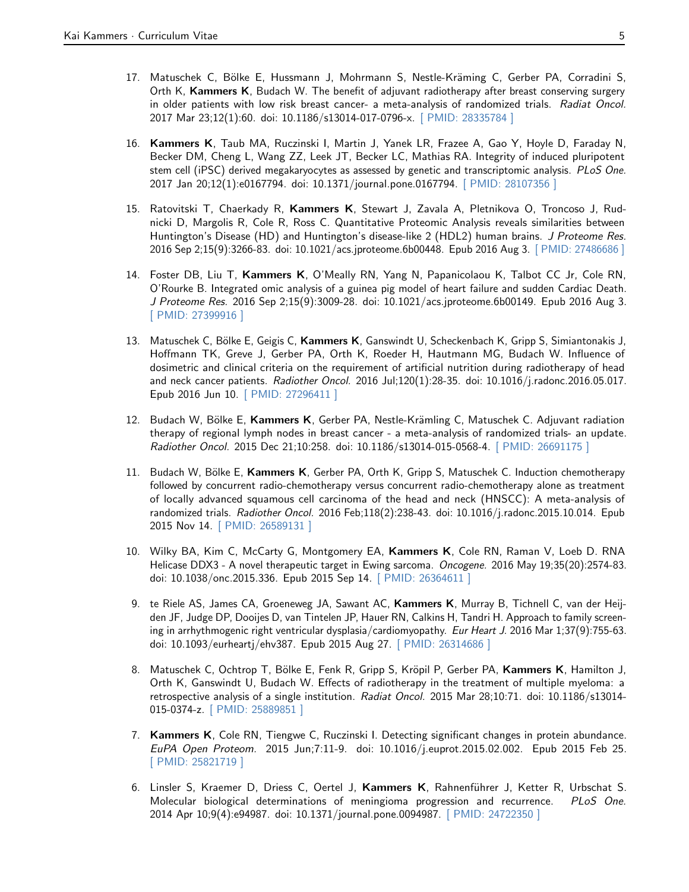17. Matuschek C, Bölke E, Hussmann J, Mohrmann S, Nestle-Krämling C, Gerber PA, Corradini S, Orth K, **Kammers K**, Budach W. The benefit of adjuvant radiotherapy after breast conserving surgery in older patients with low risk breast cancer- a meta-analysis of randomized trials. *Radiat Oncol.* 2017 Mar 23;12(1):60. doi: 10.1186/s13014-017-0796-x. [ PMID: 28335784 ]

16. **Kammers K**, Taub MA, Ruczinski I, Martin J, Yanek LR, Frazee A, Gao Y, Hoyle D, Faraday N, Becker DM, Cheng L, Wang ZZ, Leek JT, Becker LC, Mathias RA. Integrity of induced pluripotent stem cell (iPSC) derived megakaryocytes as assessed by genetic and transcriptomic analysis. *PLoS One.* 2017 Jan 20;12(1):e0167794. doi: 10.1371/journal.pone.0167794. [ PMID: 28107356 ]

15. Ratovitski T, Chaerkady R, **Kammers K**, Stewart J, Zavala A, Pletnikova O, Troncoso J, Rudnicki D, Margolis R, Cole R, Ross C. Quantitative Proteomic Analysis reveals similarities between Huntington's Disease (HD) and Huntington's disease-like 2 (HDL2) human brains. *J Proteome Res.* 2016 Sep 2;15(9):3266-83. doi: 10.1021/acs.jproteome.6b00448. Epub 2016 Aug 3. [ PMID: 27486686 ]

14. Foster DB, Liu T, **Kammers K**, O'Meally RN, Yang N, Papanicolaou K, Talbot CC Jr, Cole RN, O'Rourke B. Integrated omic analysis of a guinea pig model of heart failure and sudden Cardiac Death. *J Proteome Res.* 2016 Sep 2;15(9):3009-28. doi: 10.1021/acs.jproteome.6b00149. Epub 2016 Aug 3. [ PMID: 27399916 ]

13. Matuschek C, Bölke E, Geigis C, **Kammers K**, Ganswindt U, Scheckenbach K, Gripp S, Simiantonakis J, Hoffmann TK, Greve J, Gerber PA, Orth K, Roeder H, Hautmann MG, Budach W. Influence of dosimetric and clinical criteria on the requirement of artificial nutrition during radiotherapy of head and neck cancer patients. *Radiother Oncol.* 2016 Jul;120(1):28-35. doi: 10.1016/j.radonc.2016.05.017. Epub 2016 Jun 10. [ PMID: 27296411 ]

12. Budach W, Bölke E, **Kammers K**, Gerber PA, Nestle-Krämling C, Matuschek C. Adjuvant radiation therapy of regional lymph nodes in breast cancer - a meta-analysis of randomized trials- an update. *Radiother Oncol.* 2015 Dec 21;10:258. doi: 10.1186/s13014-015-0568-4. [ PMID: 26691175 ]

11. Budach W, Bölke E, **Kammers K**, Gerber PA, Orth K, Gripp S, Matuschek C. Induction chemotherapy followed by concurrent radio-chemotherapy versus concurrent radio-chemotherapy alone as treatment of locally advanced squamous cell carcinoma of the head and neck (HNSCC): A meta-analysis of randomized trials. *Radiother Oncol.* 2016 Feb;118(2):238-43. doi: 10.1016/j.radonc.2015.10.014. Epub 2015 Nov 14. [ PMID: 26589131 ]

10. Wilky BA, Kim C, McCarty G, Montgomery EA, **Kammers K**, Cole RN, Raman V, Loeb D. RNA Helicase DDX3 - A novel therapeutic target in Ewing sarcoma. *Oncogene.* 2016 May 19;35(20):2574-83. doi: 10.1038/onc.2015.336. Epub 2015 Sep 14. [ PMID: 26364611 ]

9. te Riele AS, James CA, Groeneweg JA, Sawant AC, **Kammers K**, Murray B, Tichnell C, van der Heijden JF, Judge DP, Dooijes D, van Tintelen JP, Hauer RN, Calkins H, Tandri H. Approach to family screening in arrhythmogenic right ventricular dysplasia/cardiomyopathy. *Eur Heart J.* 2016 Mar 1;37(9):755-63. doi: 10.1093/eurheartj/ehv387. Epub 2015 Aug 27. [ PMID: 26314686 ]

8. Matuschek C, Ochtrop T, Bölke E, Fenk R, Gripp S, Kröpil P, Gerber PA, **Kammers K**, Hamilton J, Orth K, Ganswindt U, Budach W. Effects of radiotherapy in the treatment of multiple myeloma: a retrospective analysis of a single institution. *Radiat Oncol.* 2015 Mar 28;10:71. doi: 10.1186/s13014-015-0374-z. [ PMID: 25889851 ]

7. **Kammers K**, Cole RN, Tiengwe C, Ruczinski I. Detecting significant changes in protein abundance. *EuPA Open Proteom.* 2015 Jun;7:11-9. doi: 10.1016/j.euprot.2015.02.002. Epub 2015 Feb 25. [ PMID: 25821719 ]

6. Linsler S, Kraemer D, Driess C, Oertel J, **Kammers K**, Rahnenführer J, Ketter R, Urbschat S. Molecular biological determinations of meningioma progression and recurrence. *PLoS One.* 2014 Apr 10;9(4):e94987. doi: 10.1371/journal.pone.0094987. [ PMID: 24722350 ]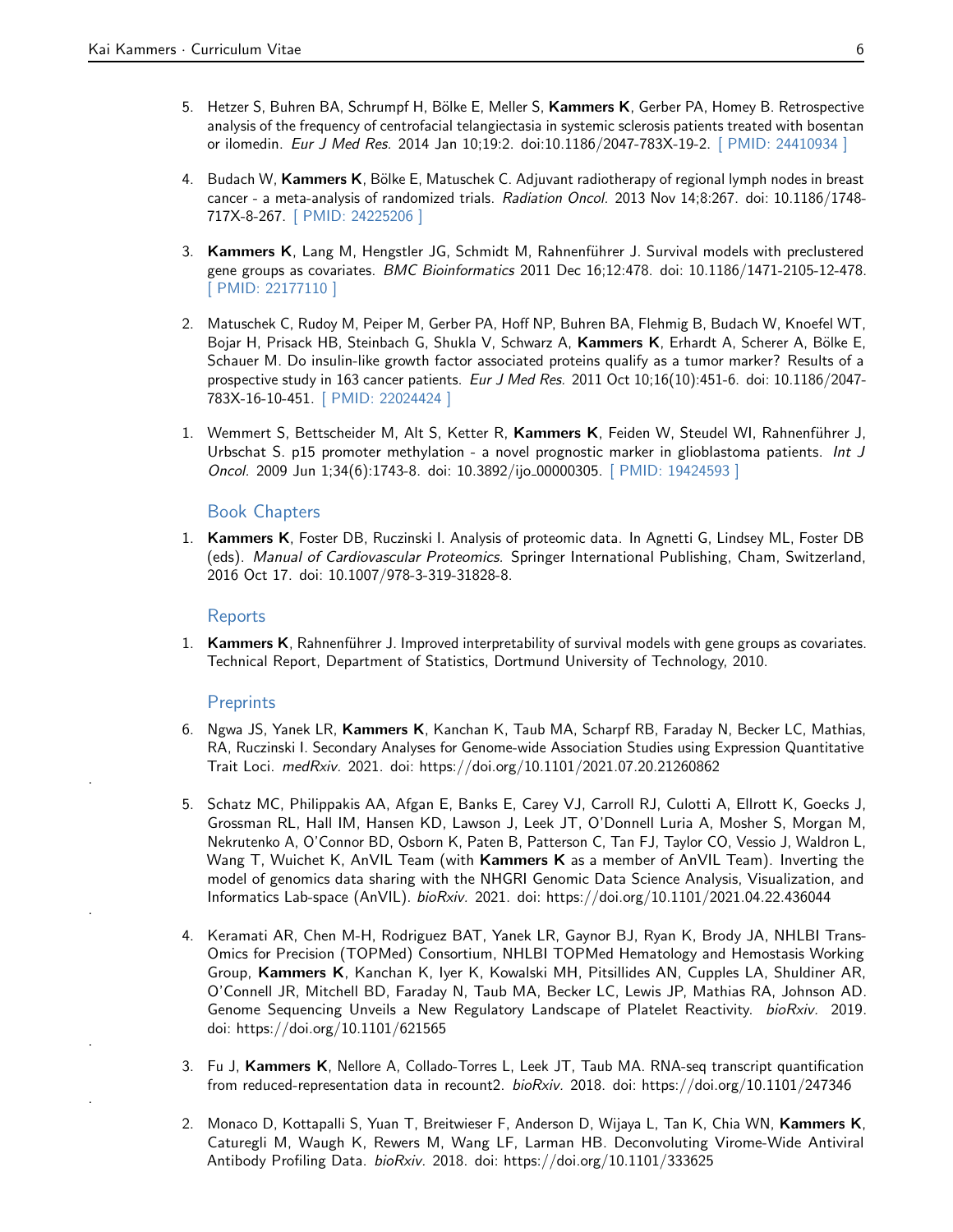5. Hetzer S, Buhren BA, Schrumpf H, Bölke E, Meller S, **Kammers K**, Gerber PA, Homey B. Retrospective analysis of the frequency of centrofacial telangiectasia in systemic sclerosis patients treated with bosentan or ilomedin. *Eur J Med Res.* 2014 Jan 10;19:2. doi:10.1186/2047-783X-19-2. [ PMID: 24410934 ]

4. Budach W, **Kammers K**, Bölke E, Matuschek C. Adjuvant radiotherapy of regional lymph nodes in breast cancer - a meta-analysis of randomized trials. *Radiation Oncol.* 2013 Nov 14;8:267. doi: 10.1186/1748-717X-8-267. [ PMID: 24225206 ]

3. **Kammers K**, Lang M, Hengstler JG, Schmidt M, Rahnenführer J. Survival models with preclustered gene groups as covariates. *BMC Bioinformatics* 2011 Dec 16;12:478. doi: 10.1186/1471-2105-12-478. [ PMID: 22177110 ]

2. Matuschek C, Rudoy M, Peiper M, Gerber PA, Hoff NP, Buhren BA, Flehmig B, Budach W, Knoefel WT, Bojar H, Prisack HB, Steinbach G, Shukla V, Schwarz A, **Kammers K**, Erhardt A, Scherer A, Bölke E, Schauer M. Do insulin-like growth factor associated proteins qualify as a tumor marker? Results of a prospective study in 163 cancer patients. *Eur J Med Res.* 2011 Oct 10;16(10):451-6. doi: 10.1186/2047-783X-16-10-451. [ PMID: 22024424 ]

1. Wemmert S, Bettscheider M, Alt S, Ketter R, **Kammers K**, Feiden W, Steudel WI, Rahnenführer J, Urbschat S. p15 promoter methylation - a novel prognostic marker in glioblastoma patients. *Int J Oncol.* 2009 Jun 1;34(6):1743-8. doi: 10.3892/ijo_00000305. [ PMID: 19424593 ]

### Book Chapters

1. **Kammers K**, Foster DB, Ruczinski I. Analysis of proteomic data. In Agnetti G, Lindsey ML, Foster DB (eds). *Manual of Cardiovascular Proteomics.* Springer International Publishing, Cham, Switzerland, 2016 Oct 17. doi: 10.1007/978-3-319-31828-8.

### Reports

1. **Kammers K**, Rahnenführer J. Improved interpretability of survival models with gene groups as covariates. Technical Report, Department of Statistics, Dortmund University of Technology, 2010.

### Preprints

6. Ngwa JS, Yanek LR, **Kammers K**, Kanchan K, Taub MA, Scharpf RB, Faraday N, Becker LC, Mathias, RA, Ruczinski I. Secondary Analyses for Genome-wide Association Studies using Expression Quantitative Trait Loci. *medRxiv.* 2021. doi: https://doi.org/10.1101/2021.07.20.21260862

5. Schatz MC, Philippakis AA, Afgan E, Banks E, Carey VJ, Carroll RJ, Culotti A, Ellrott K, Goecks J, Grossman RL, Hall IM, Hansen KD, Lawson J, Leek JT, O'Donnell Luria A, Mosher S, Morgan M, Nekrutenko A, O'Connor BD, Osborn K, Paten B, Patterson C, Tan FJ, Taylor CO, Vessio J, Waldron L, Wang T, Wuichet K, AnVIL Team (with **Kammers K** as a member of AnVIL Team). Inverting the model of genomics data sharing with the NHGRI Genomic Data Science Analysis, Visualization, and Informatics Lab-space (AnVIL). *bioRxiv.* 2021. doi: https://doi.org/10.1101/2021.04.22.436044

4. Keramati AR, Chen M-H, Rodriguez BAT, Yanek LR, Gaynor BJ, Ryan K, Brody JA, NHLBI Trans-Omics for Precision (TOPMed) Consortium, NHLBI TOPMed Hematology and Hemostasis Working Group, **Kammers K**, Kanchan K, Iyer K, Kowalski MH, Pitsillides AN, Cupples LA, Shuldiner AR, O'Connell JR, Mitchell BD, Faraday N, Taub MA, Becker LC, Lewis JP, Mathias RA, Johnson AD. Genome Sequencing Unveils a New Regulatory Landscape of Platelet Reactivity. *bioRxiv.* 2019. doi: https://doi.org/10.1101/621565

3. Fu J, **Kammers K**, Nellore A, Collado-Torres L, Leek JT, Taub MA. RNA-seq transcript quantification from reduced-representation data in recount2. *bioRxiv.* 2018. doi: https://doi.org/10.1101/247346

2. Monaco D, Kottapalli S, Yuan T, Breitwieser F, Anderson D, Wijaya L, Tan K, Chia WN, **Kammers K**, Caturegli M, Waugh K, Rewers M, Wang LF, Larman HB. Deconvoluting Virome-Wide Antiviral Antibody Profiling Data. *bioRxiv.* 2018. doi: https://doi.org/10.1101/333625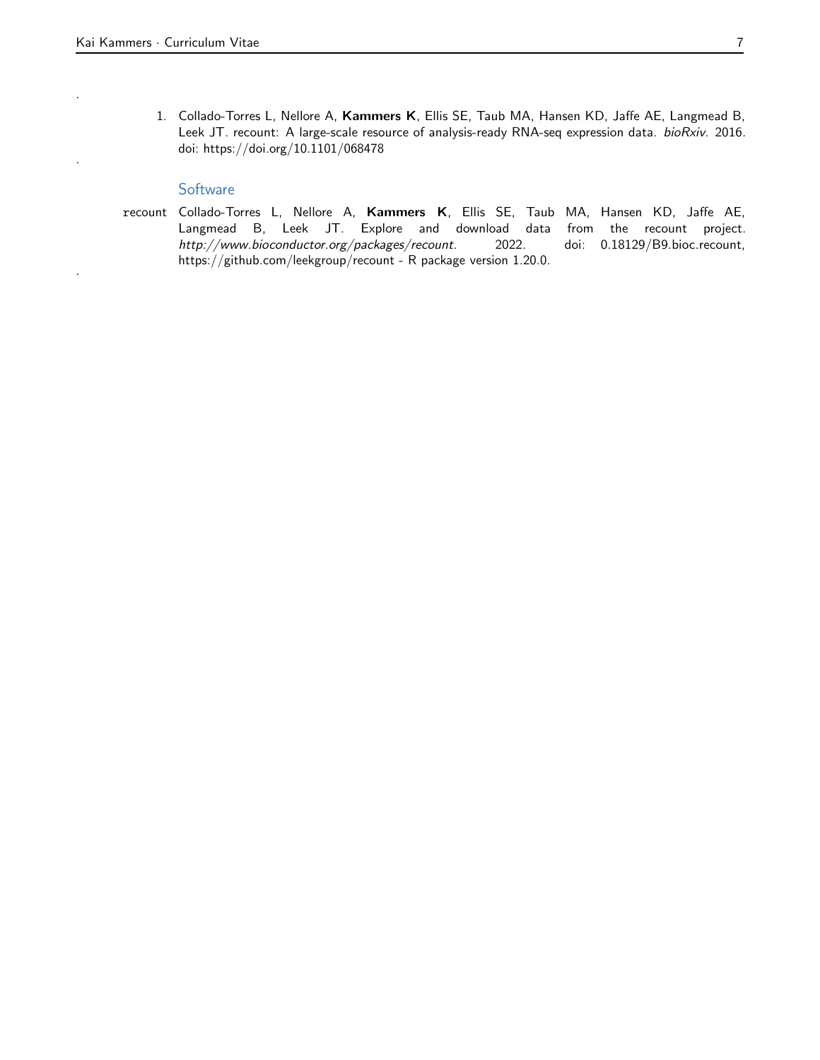1. Collado-Torres L, Nellore A, **Kammers K**, Ellis SE, Taub MA, Hansen KD, Jaffe AE, Langmead B, Leek JT. recount: A large-scale resource of analysis-ready RNA-seq expression data. *bioRxiv*. 2016. doi: https://doi.org/10.1101/068478

### Software

recount Collado-Torres L, Nellore A, **Kammers K**, Ellis SE, Taub MA, Hansen KD, Jaffe AE, Langmead B, Leek JT. Explore and download data from the recount project. *http://www.bioconductor.org/packages/recount*. 2022. doi: 0.18129/B9.bioc.recount, https://github.com/leekgroup/recount - R package version 1.20.0.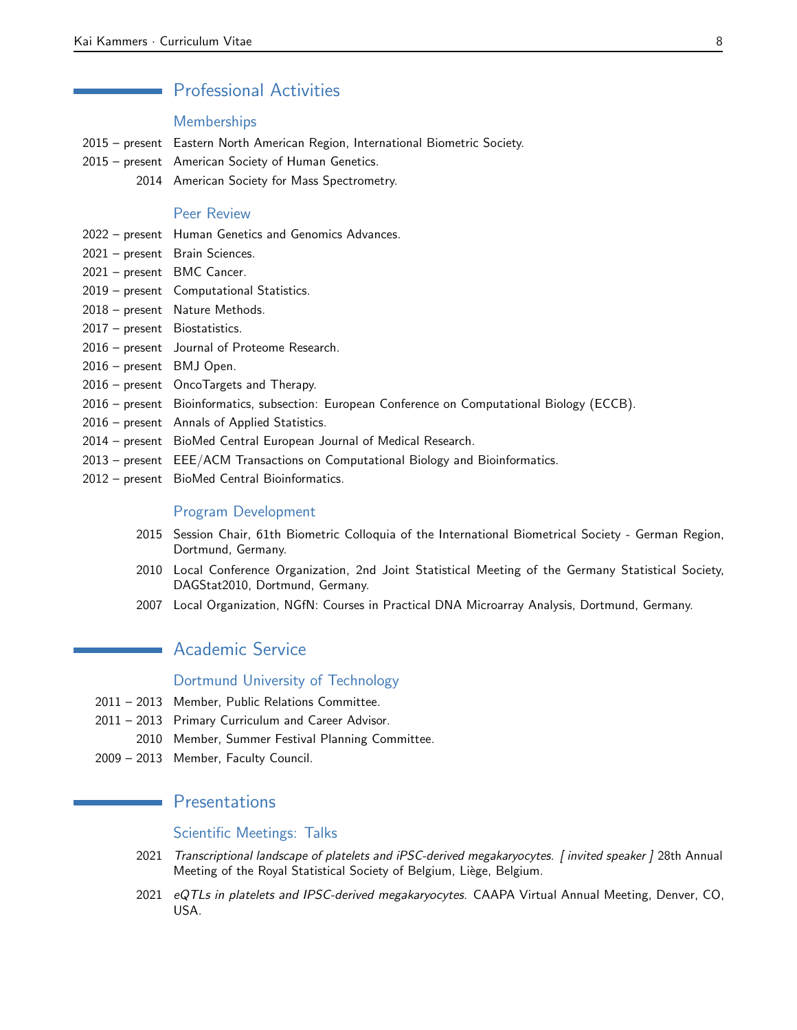# Professional Activities

## Memberships

2015 – present Eastern North American Region, International Biometric Society.

2015 – present American Society of Human Genetics.

2014 American Society for Mass Spectrometry.

## Peer Review

2022 – present Human Genetics and Genomics Advances.

2021 – present Brain Sciences.

2021 – present BMC Cancer.

2019 – present Computational Statistics.

2018 – present Nature Methods.

2017 – present Biostatistics.

2016 – present Journal of Proteome Research.

2016 – present BMJ Open.

2016 – present OncoTargets and Therapy.

2016 – present Bioinformatics, subsection: European Conference on Computational Biology (ECCB).

2016 – present Annals of Applied Statistics.

2014 – present BioMed Central European Journal of Medical Research.

2013 – present EEE/ACM Transactions on Computational Biology and Bioinformatics.

2012 – present BioMed Central Bioinformatics.

## Program Development

2015 Session Chair, 61th Biometric Colloquia of the International Biometrical Society - German Region, Dortmund, Germany.

2010 Local Conference Organization, 2nd Joint Statistical Meeting of the Germany Statistical Society, DAGStat2010, Dortmund, Germany.

2007 Local Organization, NGfN: Courses in Practical DNA Microarray Analysis, Dortmund, Germany.

# Academic Service

## Dortmund University of Technology

2011 – 2013 Member, Public Relations Committee.

2011 – 2013 Primary Curriculum and Career Advisor.

2010 Member, Summer Festival Planning Committee.

2009 – 2013 Member, Faculty Council.

# Presentations

## Scientific Meetings: Talks

2021 *Transcriptional landscape of platelets and iPSC-derived megakaryocytes. [ invited speaker ]* 28th Annual Meeting of the Royal Statistical Society of Belgium, Liège, Belgium.

2021 *eQTLs in platelets and IPSC-derived megakaryocytes.* CAAPA Virtual Annual Meeting, Denver, CO, USA.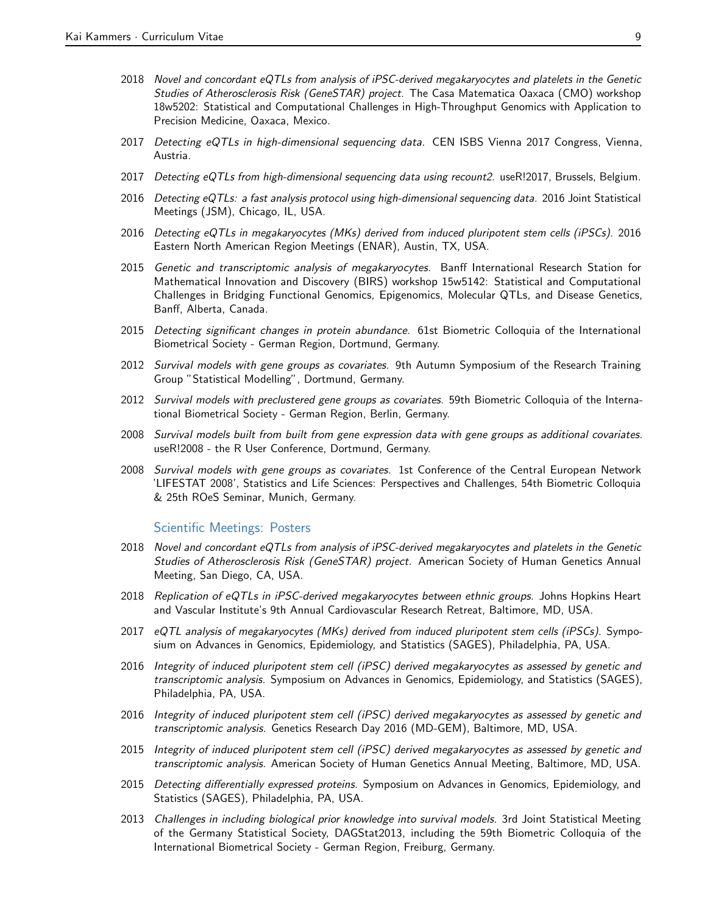- 2018 *Novel and concordant eQTLs from analysis of iPSC-derived megakaryocytes and platelets in the Genetic Studies of Atherosclerosis Risk (GeneSTAR) project.* The Casa Matematica Oaxaca (CMO) workshop 18w5202: Statistical and Computational Challenges in High-Throughput Genomics with Application to Precision Medicine, Oaxaca, Mexico.
- 2017 *Detecting eQTLs in high-dimensional sequencing data.* CEN ISBS Vienna 2017 Congress, Vienna, Austria.
- 2017 *Detecting eQTLs from high-dimensional sequencing data using recount2.* useR!2017, Brussels, Belgium.
- 2016 *Detecting eQTLs: a fast analysis protocol using high-dimensional sequencing data.* 2016 Joint Statistical Meetings (JSM), Chicago, IL, USA.
- 2016 *Detecting eQTLs in megakaryocytes (MKs) derived from induced pluripotent stem cells (iPSCs).* 2016 Eastern North American Region Meetings (ENAR), Austin, TX, USA.
- 2015 *Genetic and transcriptomic analysis of megakaryocytes.* Banff International Research Station for Mathematical Innovation and Discovery (BIRS) workshop 15w5142: Statistical and Computational Challenges in Bridging Functional Genomics, Epigenomics, Molecular QTLs, and Disease Genetics, Banff, Alberta, Canada.
- 2015 *Detecting significant changes in protein abundance.* 61st Biometric Colloquia of the International Biometrical Society - German Region, Dortmund, Germany.
- 2012 *Survival models with gene groups as covariates.* 9th Autumn Symposium of the Research Training Group "Statistical Modelling", Dortmund, Germany.
- 2012 *Survival models with preclustered gene groups as covariates.* 59th Biometric Colloquia of the International Biometrical Society - German Region, Berlin, Germany.
- 2008 *Survival models built from built from gene expression data with gene groups as additional covariates.* useR!2008 - the R User Conference, Dortmund, Germany.
- 2008 *Survival models with gene groups as covariates.* 1st Conference of the Central European Network 'LIFESTAT 2008', Statistics and Life Sciences: Perspectives and Challenges, 54th Biometric Colloquia & 25th ROeS Seminar, Munich, Germany.

### Scientific Meetings: Posters

- 2018 *Novel and concordant eQTLs from analysis of iPSC-derived megakaryocytes and platelets in the Genetic Studies of Atherosclerosis Risk (GeneSTAR) project.* American Society of Human Genetics Annual Meeting, San Diego, CA, USA.
- 2018 *Replication of eQTLs in iPSC-derived megakaryocytes between ethnic groups.* Johns Hopkins Heart and Vascular Institute's 9th Annual Cardiovascular Research Retreat, Baltimore, MD, USA.
- 2017 *eQTL analysis of megakaryocytes (MKs) derived from induced pluripotent stem cells (iPSCs).* Symposium on Advances in Genomics, Epidemiology, and Statistics (SAGES), Philadelphia, PA, USA.
- 2016 *Integrity of induced pluripotent stem cell (iPSC) derived megakaryocytes as assessed by genetic and transcriptomic analysis.* Symposium on Advances in Genomics, Epidemiology, and Statistics (SAGES), Philadelphia, PA, USA.
- 2016 *Integrity of induced pluripotent stem cell (iPSC) derived megakaryocytes as assessed by genetic and transcriptomic analysis.* Genetics Research Day 2016 (MD-GEM), Baltimore, MD, USA.
- 2015 *Integrity of induced pluripotent stem cell (iPSC) derived megakaryocytes as assessed by genetic and transcriptomic analysis.* American Society of Human Genetics Annual Meeting, Baltimore, MD, USA.
- 2015 *Detecting differentially expressed proteins.* Symposium on Advances in Genomics, Epidemiology, and Statistics (SAGES), Philadelphia, PA, USA.
- 2013 *Challenges in including biological prior knowledge into survival models.* 3rd Joint Statistical Meeting of the Germany Statistical Society, DAGStat2013, including the 59th Biometric Colloquia of the International Biometrical Society - German Region, Freiburg, Germany.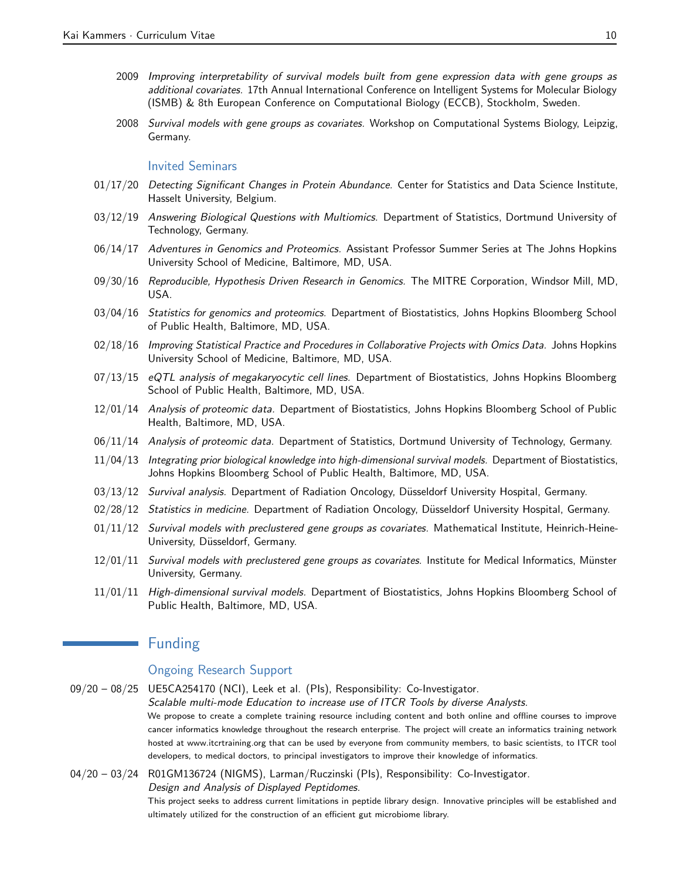2009 *Improving interpretability of survival models built from gene expression data with gene groups as additional covariates.* 17th Annual International Conference on Intelligent Systems for Molecular Biology (ISMB) & 8th European Conference on Computational Biology (ECCB), Stockholm, Sweden.

2008 *Survival models with gene groups as covariates.* Workshop on Computational Systems Biology, Leipzig, Germany.

### Invited Seminars

01/17/20 *Detecting Significant Changes in Protein Abundance.* Center for Statistics and Data Science Institute, Hasselt University, Belgium.

03/12/19 *Answering Biological Questions with Multiomics.* Department of Statistics, Dortmund University of Technology, Germany.

06/14/17 *Adventures in Genomics and Proteomics.* Assistant Professor Summer Series at The Johns Hopkins University School of Medicine, Baltimore, MD, USA.

09/30/16 *Reproducible, Hypothesis Driven Research in Genomics.* The MITRE Corporation, Windsor Mill, MD, USA.

03/04/16 *Statistics for genomics and proteomics.* Department of Biostatistics, Johns Hopkins Bloomberg School of Public Health, Baltimore, MD, USA.

02/18/16 *Improving Statistical Practice and Procedures in Collaborative Projects with Omics Data.* Johns Hopkins University School of Medicine, Baltimore, MD, USA.

07/13/15 *eQTL analysis of megakaryocytic cell lines.* Department of Biostatistics, Johns Hopkins Bloomberg School of Public Health, Baltimore, MD, USA.

12/01/14 *Analysis of proteomic data.* Department of Biostatistics, Johns Hopkins Bloomberg School of Public Health, Baltimore, MD, USA.

06/11/14 *Analysis of proteomic data.* Department of Statistics, Dortmund University of Technology, Germany.

11/04/13 *Integrating prior biological knowledge into high-dimensional survival models.* Department of Biostatistics, Johns Hopkins Bloomberg School of Public Health, Baltimore, MD, USA.

03/13/12 *Survival analysis.* Department of Radiation Oncology, Düsseldorf University Hospital, Germany.

02/28/12 *Statistics in medicine.* Department of Radiation Oncology, Düsseldorf University Hospital, Germany.

01/11/12 *Survival models with preclustered gene groups as covariates.* Mathematical Institute, Heinrich-Heine-University, Düsseldorf, Germany.

12/01/11 *Survival models with preclustered gene groups as covariates.* Institute for Medical Informatics, Münster University, Germany.

11/01/11 *High-dimensional survival models.* Department of Biostatistics, Johns Hopkins Bloomberg School of Public Health, Baltimore, MD, USA.

## Funding

### Ongoing Research Support

09/20 – 08/25 UE5CA254170 (NCI), Leek et al. (PIs), Responsibility: Co-Investigator.
*Scalable multi-mode Education to increase use of ITCR Tools by diverse Analysts.*
We propose to create a complete training resource including content and both online and offline courses to improve cancer informatics knowledge throughout the research enterprise. The project will create an informatics training network hosted at www.itcrtraining.org that can be used by everyone from community members, to basic scientists, to ITCR tool developers, to medical doctors, to principal investigators to improve their knowledge of informatics.

04/20 – 03/24 R01GM136724 (NIGMS), Larman/Ruczinski (PIs), Responsibility: Co-Investigator.
*Design and Analysis of Displayed Peptidomes.*
This project seeks to address current limitations in peptide library design. Innovative principles will be established and ultimately utilized for the construction of an efficient gut microbiome library.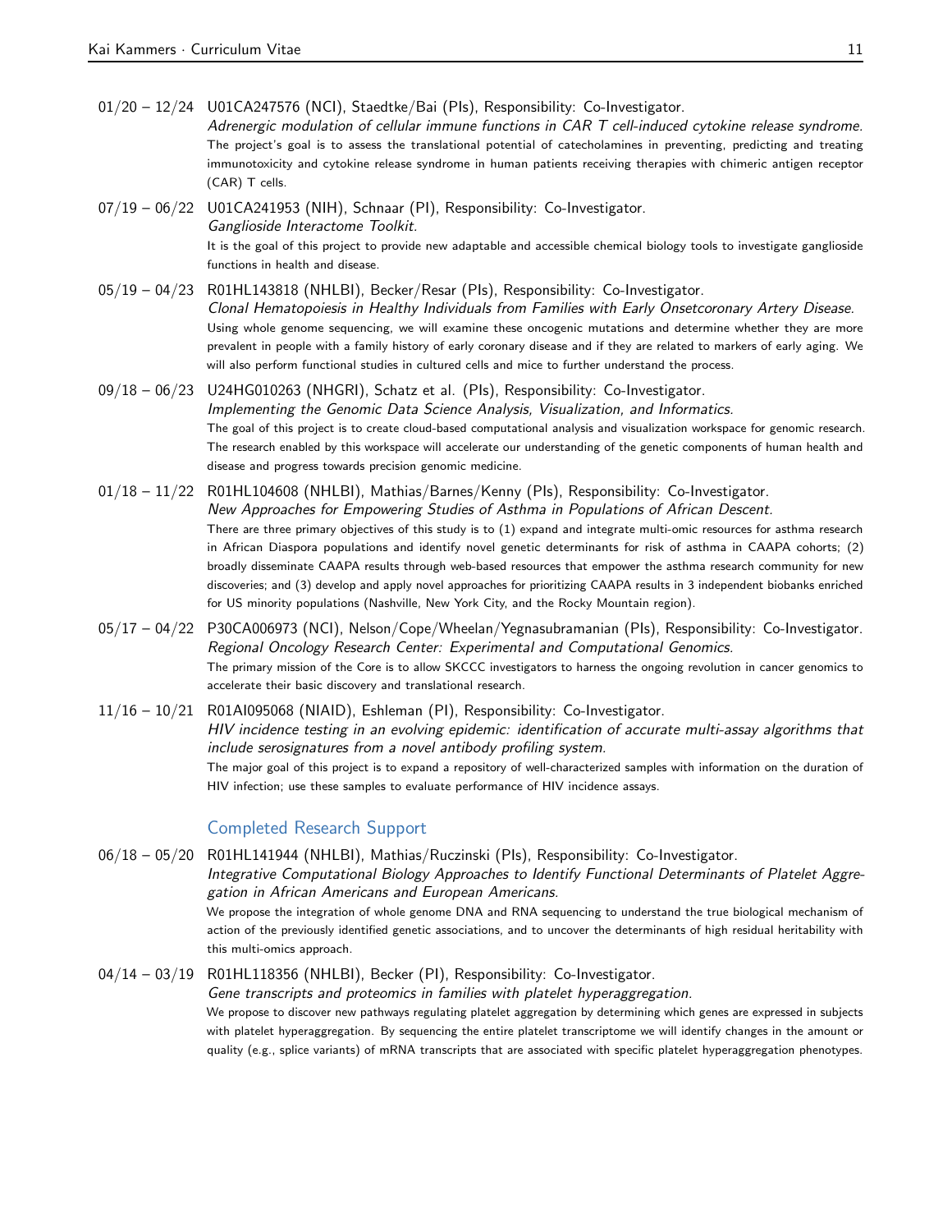01/20 – 12/24 U01CA247576 (NCI), Staedtke/Bai (PIs), Responsibility: Co-Investigator.
*Adrenergic modulation of cellular immune functions in CAR T cell-induced cytokine release syndrome.*
The project's goal is to assess the translational potential of catecholamines in preventing, predicting and treating immunotoxicity and cytokine release syndrome in human patients receiving therapies with chimeric antigen receptor (CAR) T cells.

07/19 – 06/22 U01CA241953 (NIH), Schnaar (PI), Responsibility: Co-Investigator.
*Ganglioside Interactome Toolkit.*
It is the goal of this project to provide new adaptable and accessible chemical biology tools to investigate ganglioside functions in health and disease.

05/19 – 04/23 R01HL143818 (NHLBI), Becker/Resar (PIs), Responsibility: Co-Investigator.
*Clonal Hematopoiesis in Healthy Individuals from Families with Early Onsetcoronary Artery Disease.*
Using whole genome sequencing, we will examine these oncogenic mutations and determine whether they are more prevalent in people with a family history of early coronary disease and if they are related to markers of early aging. We will also perform functional studies in cultured cells and mice to further understand the process.

09/18 – 06/23 U24HG010263 (NHGRI), Schatz et al. (PIs), Responsibility: Co-Investigator.
*Implementing the Genomic Data Science Analysis, Visualization, and Informatics.*
The goal of this project is to create cloud-based computational analysis and visualization workspace for genomic research. The research enabled by this workspace will accelerate our understanding of the genetic components of human health and disease and progress towards precision genomic medicine.

01/18 – 11/22 R01HL104608 (NHLBI), Mathias/Barnes/Kenny (PIs), Responsibility: Co-Investigator.
*New Approaches for Empowering Studies of Asthma in Populations of African Descent.*
There are three primary objectives of this study is to (1) expand and integrate multi-omic resources for asthma research in African Diaspora populations and identify novel genetic determinants for risk of asthma in CAAPA cohorts; (2) broadly disseminate CAAPA results through web-based resources that empower the asthma research community for new discoveries; and (3) develop and apply novel approaches for prioritizing CAAPA results in 3 independent biobanks enriched for US minority populations (Nashville, New York City, and the Rocky Mountain region).

05/17 – 04/22 P30CA006973 (NCI), Nelson/Cope/Wheelan/Yegnasubramanian (PIs), Responsibility: Co-Investigator.
*Regional Oncology Research Center: Experimental and Computational Genomics.*
The primary mission of the Core is to allow SKCCC investigators to harness the ongoing revolution in cancer genomics to accelerate their basic discovery and translational research.

11/16 – 10/21 R01AI095068 (NIAID), Eshleman (PI), Responsibility: Co-Investigator.
*HIV incidence testing in an evolving epidemic: identification of accurate multi-assay algorithms that include serosignatures from a novel antibody profiling system.*
The major goal of this project is to expand a repository of well-characterized samples with information on the duration of HIV infection; use these samples to evaluate performance of HIV incidence assays.

## Completed Research Support

06/18 – 05/20 R01HL141944 (NHLBI), Mathias/Ruczinski (PIs), Responsibility: Co-Investigator.
*Integrative Computational Biology Approaches to Identify Functional Determinants of Platelet Aggregation in African Americans and European Americans.*
We propose the integration of whole genome DNA and RNA sequencing to understand the true biological mechanism of action of the previously identified genetic associations, and to uncover the determinants of high residual heritability with this multi-omics approach.

04/14 – 03/19 R01HL118356 (NHLBI), Becker (PI), Responsibility: Co-Investigator.
*Gene transcripts and proteomics in families with platelet hyperaggregation.*
We propose to discover new pathways regulating platelet aggregation by determining which genes are expressed in subjects with platelet hyperaggregation. By sequencing the entire platelet transcriptome we will identify changes in the amount or quality (e.g., splice variants) of mRNA transcripts that are associated with specific platelet hyperaggregation phenotypes.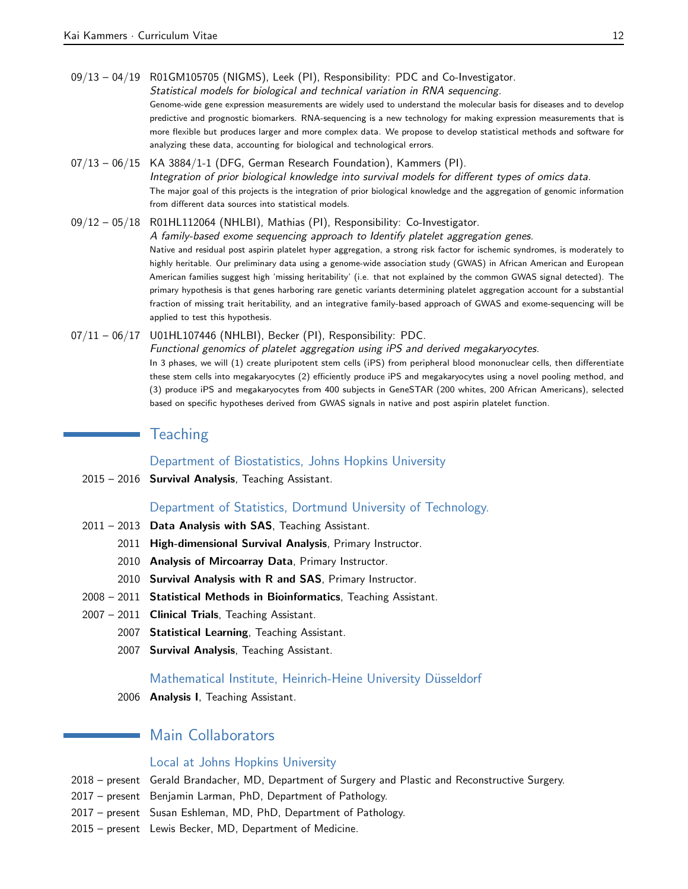09/13 – 04/19 R01GM105705 (NIGMS), Leek (PI), Responsibility: PDC and Co-Investigator.
*Statistical models for biological and technical variation in RNA sequencing.*
Genome-wide gene expression measurements are widely used to understand the molecular basis for diseases and to develop predictive and prognostic biomarkers. RNA-sequencing is a new technology for making expression measurements that is more flexible but produces larger and more complex data. We propose to develop statistical methods and software for analyzing these data, accounting for biological and technological errors.

07/13 – 06/15 KA 3884/1-1 (DFG, German Research Foundation), Kammers (PI).
*Integration of prior biological knowledge into survival models for different types of omics data.*
The major goal of this projects is the integration of prior biological knowledge and the aggregation of genomic information from different data sources into statistical models.

09/12 – 05/18 R01HL112064 (NHLBI), Mathias (PI), Responsibility: Co-Investigator.
*A family-based exome sequencing approach to Identify platelet aggregation genes.*
Native and residual post aspirin platelet hyper aggregation, a strong risk factor for ischemic syndromes, is moderately to highly heritable. Our preliminary data using a genome-wide association study (GWAS) in African American and European American families suggest high 'missing heritability' (i.e. that not explained by the common GWAS signal detected). The primary hypothesis is that genes harboring rare genetic variants determining platelet aggregation account for a substantial fraction of missing trait heritability, and an integrative family-based approach of GWAS and exome-sequencing will be applied to test this hypothesis.

07/11 – 06/17 U01HL107446 (NHLBI), Becker (PI), Responsibility: PDC.
*Functional genomics of platelet aggregation using iPS and derived megakaryocytes.*
In 3 phases, we will (1) create pluripotent stem cells (iPS) from peripheral blood mononuclear cells, then differentiate these stem cells into megakaryocytes (2) efficiently produce iPS and megakaryocytes using a novel pooling method, and (3) produce iPS and megakaryocytes from 400 subjects in GeneSTAR (200 whites, 200 African Americans), selected based on specific hypotheses derived from GWAS signals in native and post aspirin platelet function.

## Teaching

### Department of Biostatistics, Johns Hopkins University

2015 – 2016 **Survival Analysis**, Teaching Assistant.

### Department of Statistics, Dortmund University of Technology.

2011 – 2013 **Data Analysis with SAS**, Teaching Assistant.
2011 **High-dimensional Survival Analysis**, Primary Instructor.
2010 **Analysis of Mircoarray Data**, Primary Instructor.
2010 **Survival Analysis with R and SAS**, Primary Instructor.
2008 – 2011 **Statistical Methods in Bioinformatics**, Teaching Assistant.
2007 – 2011 **Clinical Trials**, Teaching Assistant.
2007 **Statistical Learning**, Teaching Assistant.
2007 **Survival Analysis**, Teaching Assistant.

### Mathematical Institute, Heinrich-Heine University Düsseldorf

2006 **Analysis I**, Teaching Assistant.

## Main Collaborators

### Local at Johns Hopkins University

2018 – present Gerald Brandacher, MD, Department of Surgery and Plastic and Reconstructive Surgery.
2017 – present Benjamin Larman, PhD, Department of Pathology.
2017 – present Susan Eshleman, MD, PhD, Department of Pathology.
2015 – present Lewis Becker, MD, Department of Medicine.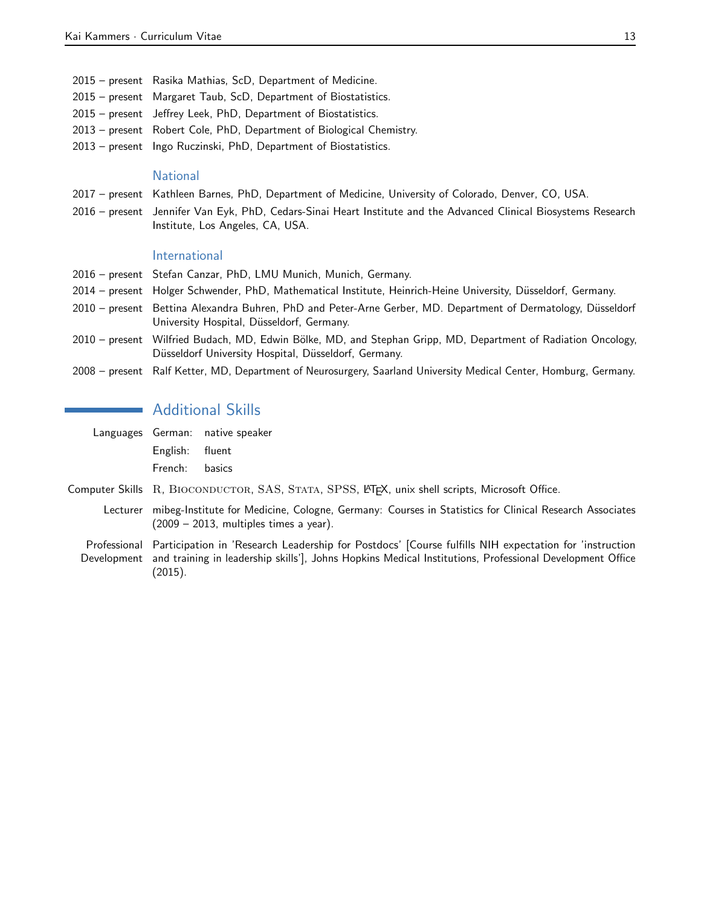2015 – present Rasika Mathias, ScD, Department of Medicine.
2015 – present Margaret Taub, ScD, Department of Biostatistics.
2015 – present Jeffrey Leek, PhD, Department of Biostatistics.
2013 – present Robert Cole, PhD, Department of Biological Chemistry.
2013 – present Ingo Ruczinski, PhD, Department of Biostatistics.

### National

2017 – present Kathleen Barnes, PhD, Department of Medicine, University of Colorado, Denver, CO, USA.
2016 – present Jennifer Van Eyk, PhD, Cedars-Sinai Heart Institute and the Advanced Clinical Biosystems Research Institute, Los Angeles, CA, USA.

### International

2016 – present Stefan Canzar, PhD, LMU Munich, Munich, Germany.
2014 – present Holger Schwender, PhD, Mathematical Institute, Heinrich-Heine University, Düsseldorf, Germany.
2010 – present Bettina Alexandra Buhren, PhD and Peter-Arne Gerber, MD. Department of Dermatology, Düsseldorf University Hospital, Düsseldorf, Germany.
2010 – present Wilfried Budach, MD, Edwin Bölke, MD, and Stephan Gripp, MD, Department of Radiation Oncology, Düsseldorf University Hospital, Düsseldorf, Germany.
2008 – present Ralf Ketter, MD, Department of Neurosurgery, Saarland University Medical Center, Homburg, Germany.

## Additional Skills

Languages German: native speaker
English: fluent
French: basics

Computer Skills R, Bioconductor, SAS, Stata, SPSS, LaTeX, unix shell scripts, Microsoft Office.

Lecturer mibeg-Institute for Medicine, Cologne, Germany: Courses in Statistics for Clinical Research Associates (2009 – 2013, multiples times a year).

Professional Development Participation in 'Research Leadership for Postdocs' [Course fulfills NIH expectation for 'instruction and training in leadership skills'], Johns Hopkins Medical Institutions, Professional Development Office (2015).